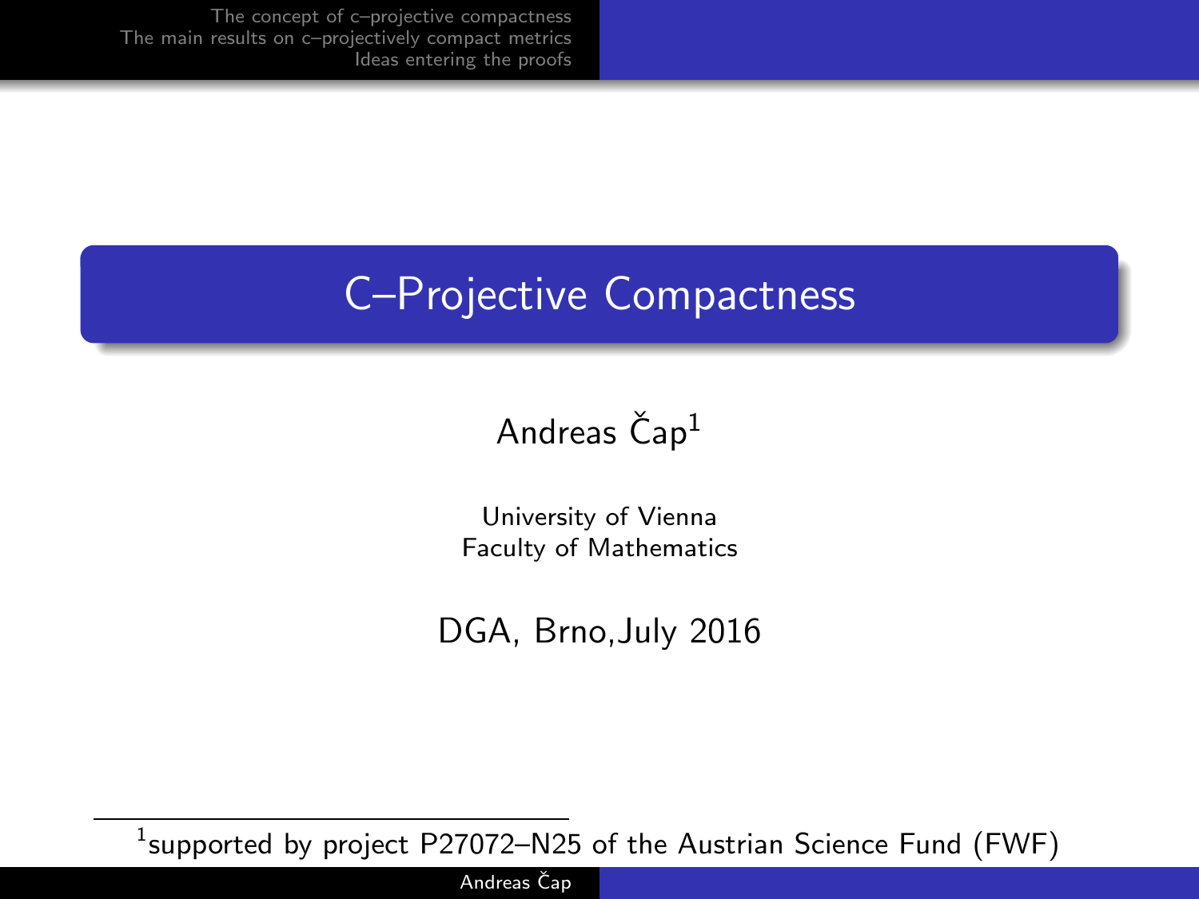# C–Projective Compactness

Andreas Čap[1]

University of Vienna
Faculty of Mathematics

DGA, Brno,July 2016

[1] supported by project P27072–N25 of the Austrian Science Fund (FWF)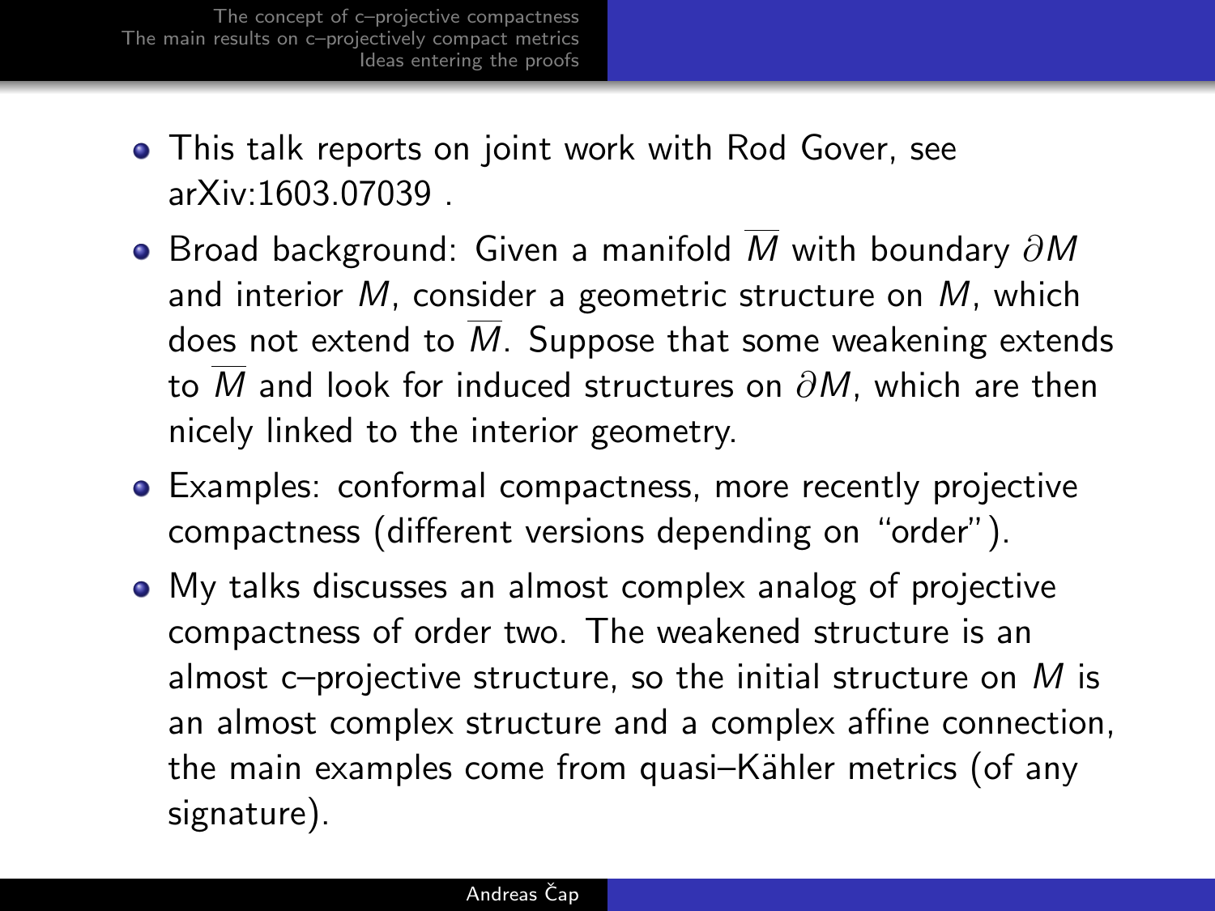- This talk reports on joint work with Rod Gover, see arXiv:1603.07039 .
- Broad background: Given a manifold $\overline{M}$ with boundary $\partial M$ and interior $M$, consider a geometric structure on $M$, which does not extend to $\overline{M}$. Suppose that some weakening extends to $\overline{M}$ and look for induced structures on $\partial M$, which are then nicely linked to the interior geometry.
- Examples: conformal compactness, more recently projective compactness (different versions depending on "order").
- My talks discusses an almost complex analog of projective compactness of order two. The weakened structure is an almost c–projective structure, so the initial structure on $M$ is an almost complex structure and a complex affine connection, the main examples come from quasi–Kähler metrics (of any signature).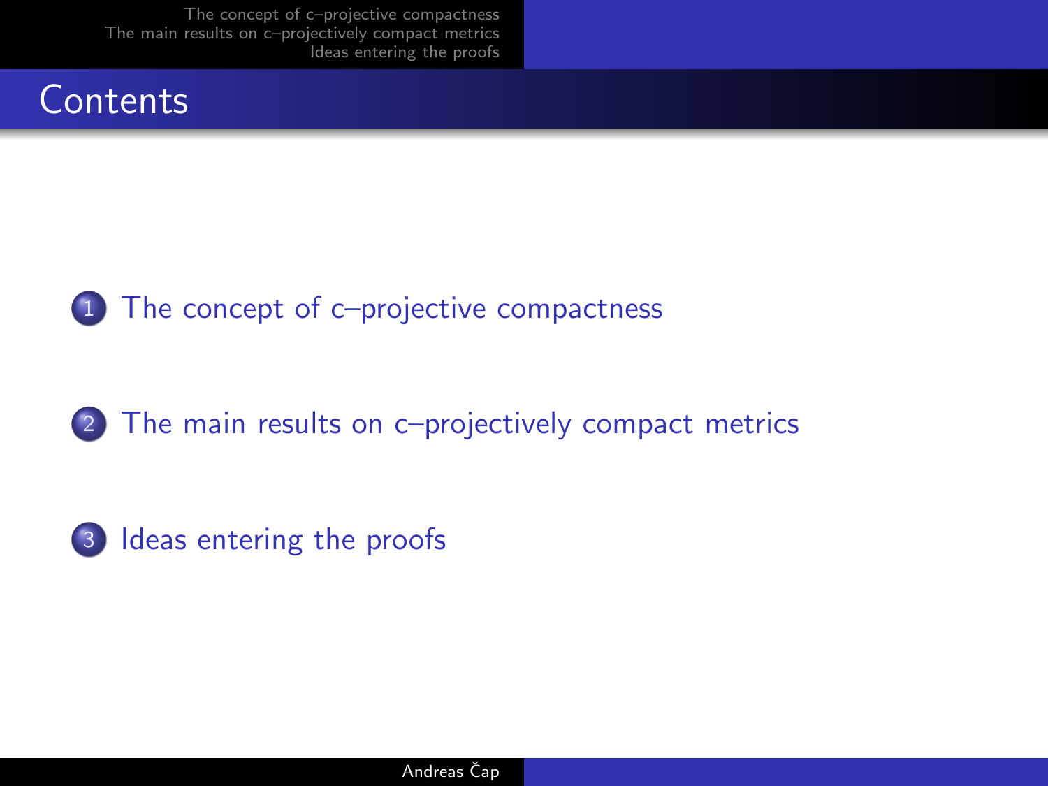# Contents

1. The concept of c–projective compactness
2. The main results on c–projectively compact metrics
3. Ideas entering the proofs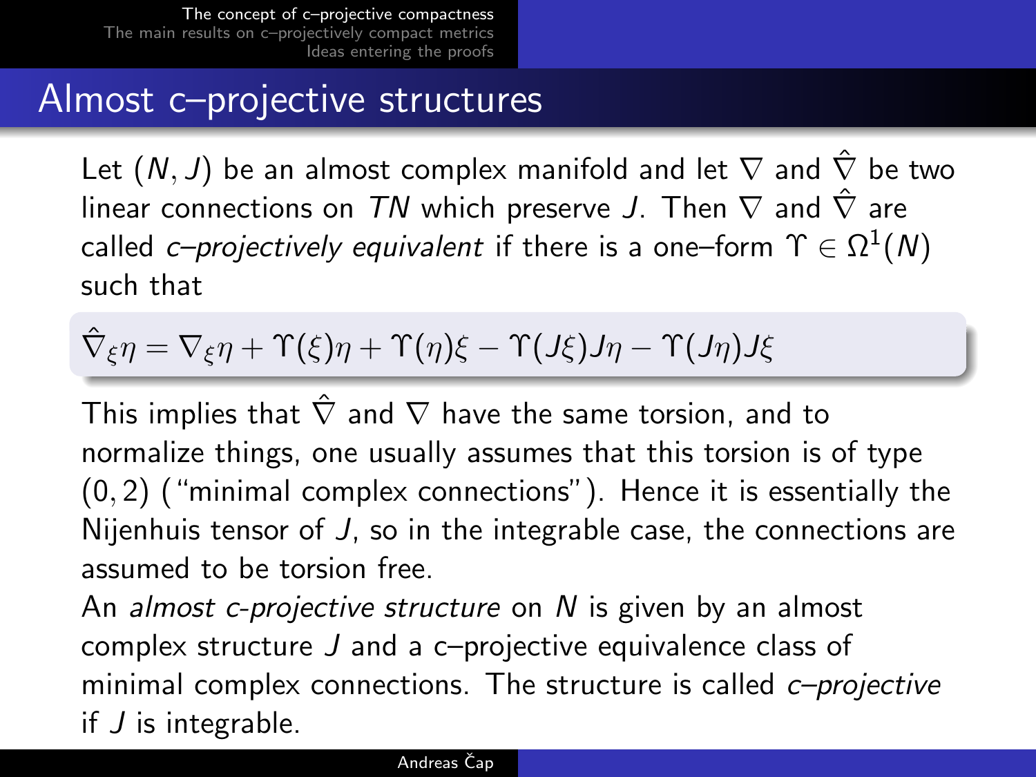# Almost c–projective structures

Let $(N, J)$ be an almost complex manifold and let $\nabla$ and $\hat{\nabla}$ be two linear connections on $TN$ which preserve $J$. Then $\nabla$ and $\hat{\nabla}$ are called *c–projectively equivalent* if there is a one–form $\Upsilon \in \Omega^1(N)$ such that

$$\hat{\nabla}_\xi \eta = \nabla_\xi \eta + \Upsilon(\xi)\eta + \Upsilon(\eta)\xi - \Upsilon(J\xi)J\eta - \Upsilon(J\eta)J\xi$$

This implies that $\hat{\nabla}$ and $\nabla$ have the same torsion, and to normalize things, one usually assumes that this torsion is of type $(0, 2)$ ("minimal complex connections"). Hence it is essentially the Nijenhuis tensor of $J$, so in the integrable case, the connections are assumed to be torsion free.

An *almost c-projective structure* on $N$ is given by an almost complex structure $J$ and a c–projective equivalence class of minimal complex connections. The structure is called *c–projective* if $J$ is integrable.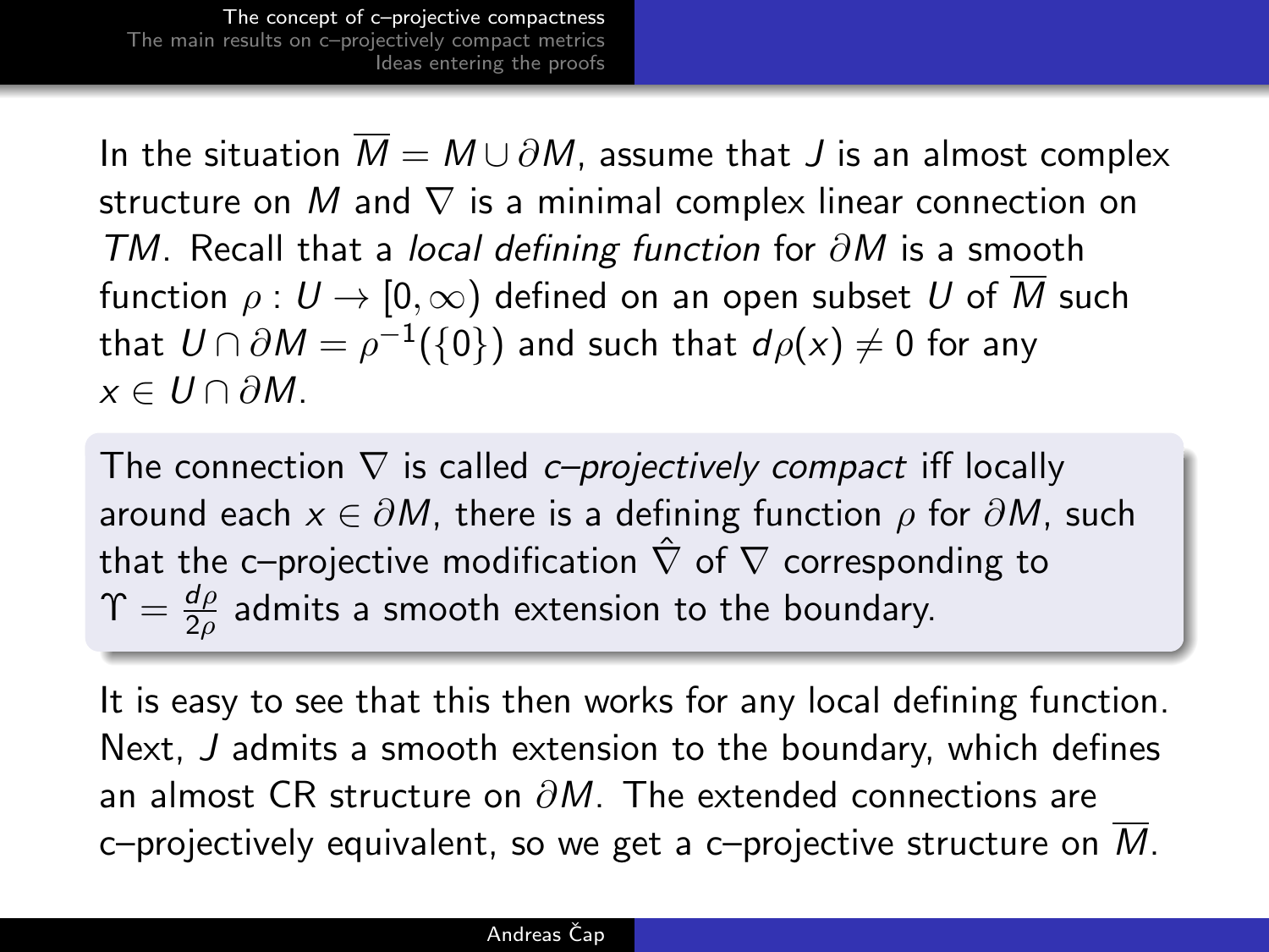In the situation $\overline{M} = M \cup \partial M$, assume that $J$ is an almost complex structure on $M$ and $\nabla$ is a minimal complex linear connection on $TM$. Recall that a *local defining function* for $\partial M$ is a smooth function $\rho : U \to [0, \infty)$ defined on an open subset $U$ of $\overline{M}$ such that $U \cap \partial M = \rho^{-1}(\{0\})$ and such that $d\rho(x) \neq 0$ for any $x \in U \cap \partial M$.

The connection $\nabla$ is called *c–projectively compact* iff locally around each $x \in \partial M$, there is a defining function $\rho$ for $\partial M$, such that the c–projective modification $\hat{\nabla}$ of $\nabla$ corresponding to $\Upsilon = \frac{d\rho}{2\rho}$ admits a smooth extension to the boundary.

It is easy to see that this then works for any local defining function. Next, $J$ admits a smooth extension to the boundary, which defines an almost CR structure on $\partial M$. The extended connections are c–projectively equivalent, so we get a c–projective structure on $\overline{M}$.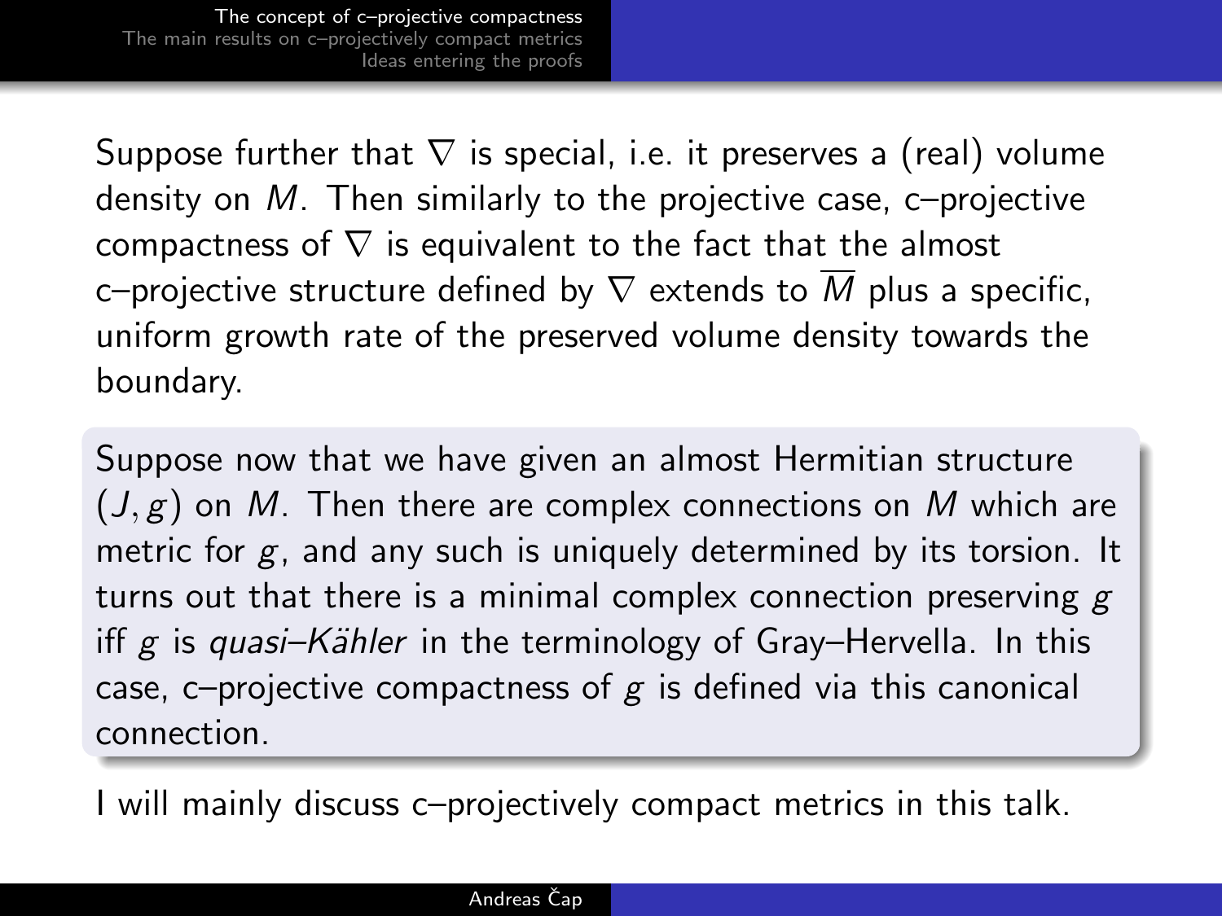Suppose further that $\nabla$ is special, i.e. it preserves a (real) volume density on $M$. Then similarly to the projective case, c–projective compactness of $\nabla$ is equivalent to the fact that the almost c–projective structure defined by $\nabla$ extends to $\overline{M}$ plus a specific, uniform growth rate of the preserved volume density towards the boundary.

Suppose now that we have given an almost Hermitian structure $(J, g)$ on $M$. Then there are complex connections on $M$ which are metric for $g$, and any such is uniquely determined by its torsion. It turns out that there is a minimal complex connection preserving $g$ iff $g$ is *quasi–Kähler* in the terminology of Gray–Hervella. In this case, c–projective compactness of $g$ is defined via this canonical connection.

I will mainly discuss c–projectively compact metrics in this talk.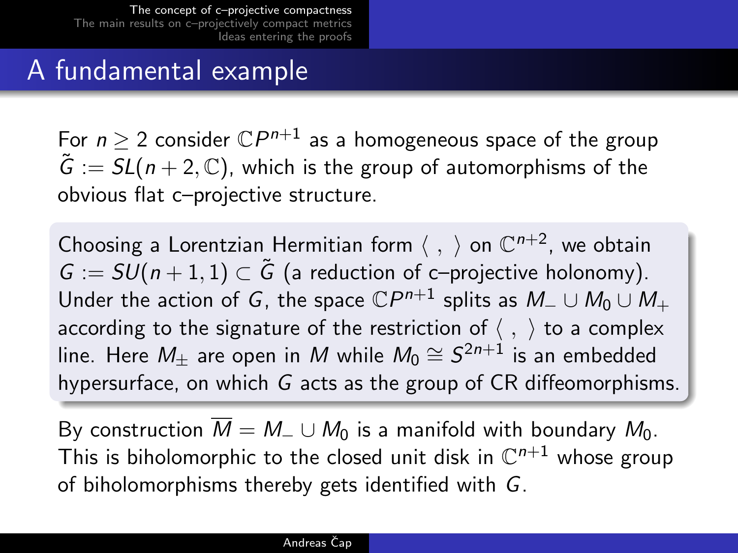# A fundamental example

For $n \geq 2$ consider $\mathbb{C}P^{n+1}$ as a homogeneous space of the group $\tilde{G} := SL(n+2, \mathbb{C})$, which is the group of automorphisms of the obvious flat c–projective structure.

Choosing a Lorentzian Hermitian form $\langle \ , \ \rangle$ on $\mathbb{C}^{n+2}$, we obtain $G := SU(n+1, 1) \subset \tilde{G}$ (a reduction of c–projective holonomy). Under the action of $G$, the space $\mathbb{C}P^{n+1}$ splits as $M_- \cup M_0 \cup M_+$ according to the signature of the restriction of $\langle \ , \ \rangle$ to a complex line. Here $M_\pm$ are open in $M$ while $M_0 \cong S^{2n+1}$ is an embedded hypersurface, on which $G$ acts as the group of CR diffeomorphisms.

By construction $\overline{M} = M_- \cup M_0$ is a manifold with boundary $M_0$. This is biholomorphic to the closed unit disk in $\mathbb{C}^{n+1}$ whose group of biholomorphisms thereby gets identified with $G$.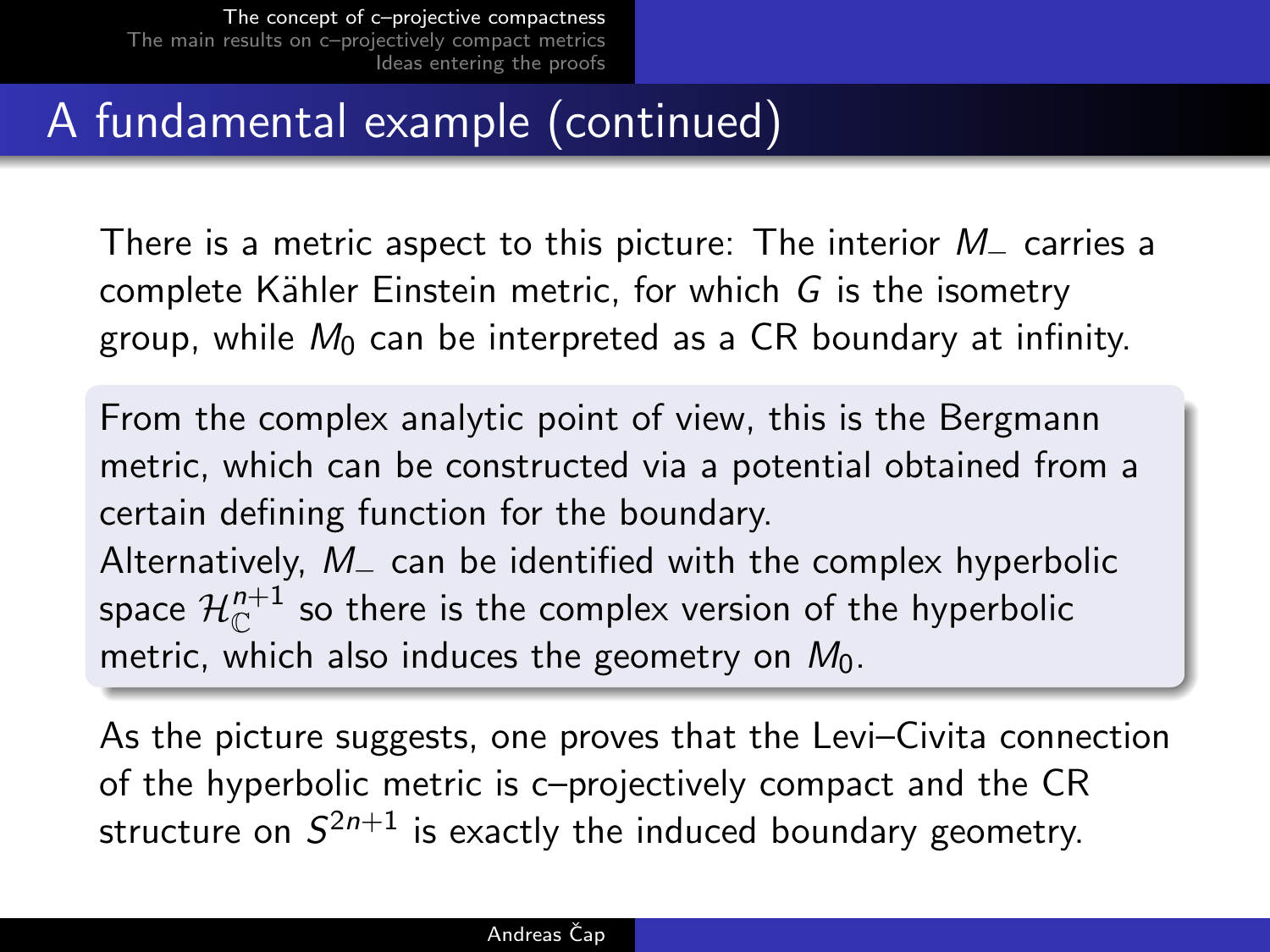## A fundamental example (continued)

There is a metric aspect to this picture: The interior $M_-$ carries a complete Kähler Einstein metric, for which $G$ is the isometry group, while $M_0$ can be interpreted as a CR boundary at infinity.

From the complex analytic point of view, this is the Bergmann metric, which can be constructed via a potential obtained from a certain defining function for the boundary.
Alternatively, $M_-$ can be identified with the complex hyperbolic space $\mathcal{H}^{n+1}_{\mathbb{C}}$ so there is the complex version of the hyperbolic metric, which also induces the geometry on $M_0$.

As the picture suggests, one proves that the Levi–Civita connection of the hyperbolic metric is c–projectively compact and the CR structure on $S^{2n+1}$ is exactly the induced boundary geometry.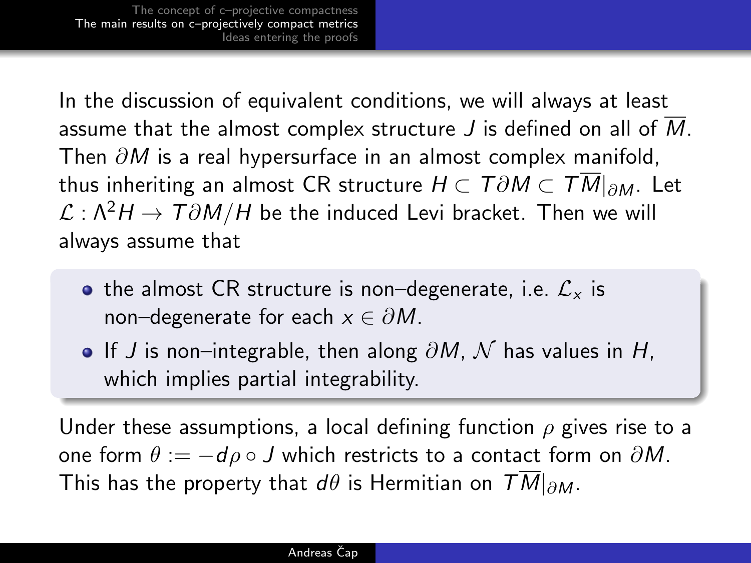In the discussion of equivalent conditions, we will always at least assume that the almost complex structure $J$ is defined on all of $\overline{M}$. Then $\partial M$ is a real hypersurface in an almost complex manifold, thus inheriting an almost CR structure $H \subset T\partial M \subset T\overline{M}|_{\partial M}$. Let $\mathcal{L} : \Lambda^2 H \to T\partial M/H$ be the induced Levi bracket. Then we will always assume that

- the almost CR structure is non–degenerate, i.e. $\mathcal{L}_x$ is non–degenerate for each $x \in \partial M$.
- If $J$ is non–integrable, then along $\partial M$, $\mathcal{N}$ has values in $H$, which implies partial integrability.

Under these assumptions, a local defining function $\rho$ gives rise to a one form $\theta := -d\rho \circ J$ which restricts to a contact form on $\partial M$. This has the property that $d\theta$ is Hermitian on $T\overline{M}|_{\partial M}$.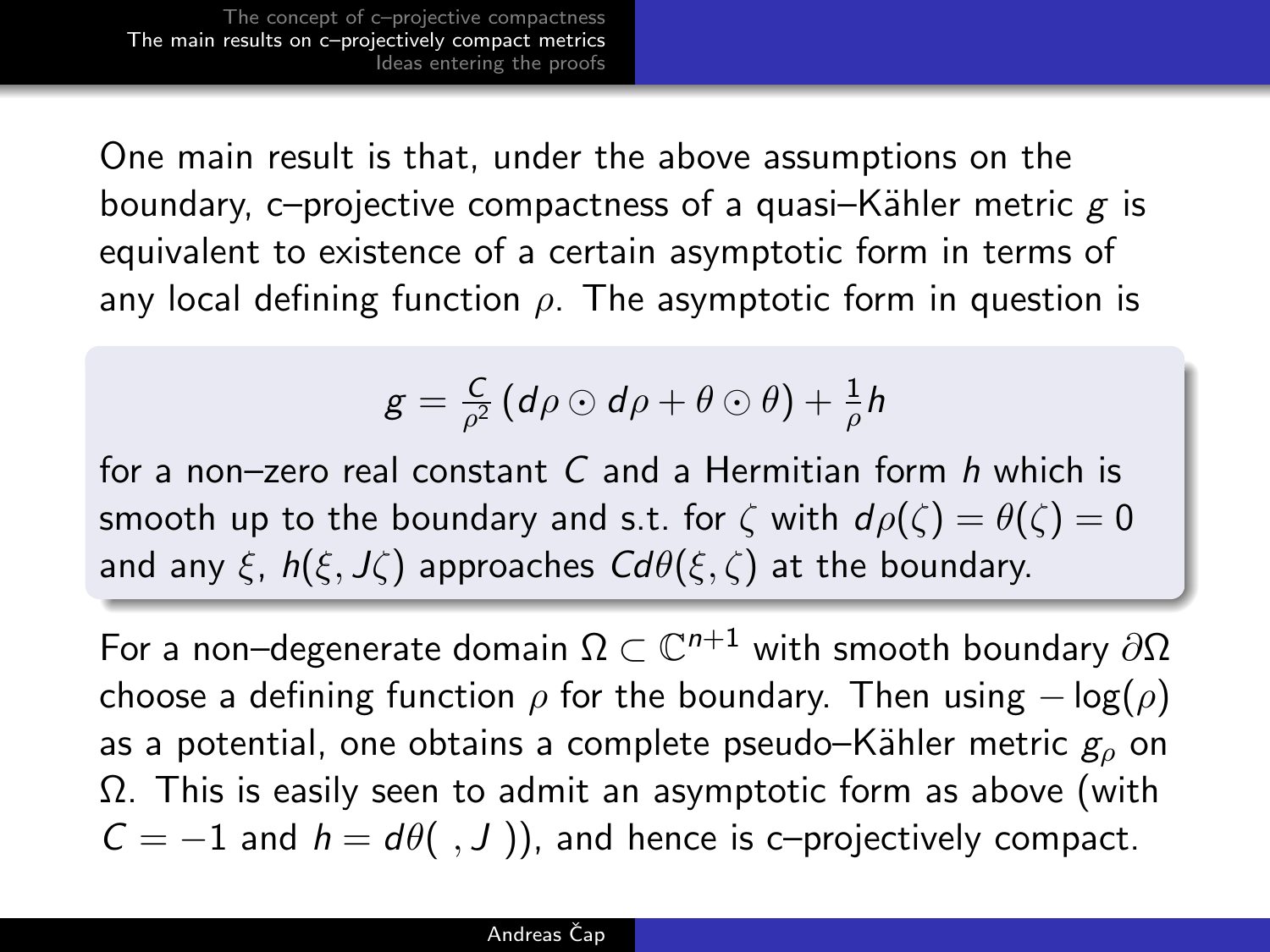One main result is that, under the above assumptions on the boundary, c–projective compactness of a quasi–Kähler metric $g$ is equivalent to existence of a certain asymptotic form in terms of any local defining function $\rho$. The asymptotic form in question is

$$g = \frac{C}{\rho^2}\left(d\rho \odot d\rho + \theta \odot \theta\right) + \frac{1}{\rho}h$$

for a non–zero real constant $C$ and a Hermitian form $h$ which is smooth up to the boundary and s.t. for $\zeta$ with $d\rho(\zeta) = \theta(\zeta) = 0$ and any $\xi$, $h(\xi, J\zeta)$ approaches $Cd\theta(\xi, \zeta)$ at the boundary.

For a non–degenerate domain $\Omega \subset \mathbb{C}^{n+1}$ with smooth boundary $\partial\Omega$ choose a defining function $\rho$ for the boundary. Then using $-\log(\rho)$ as a potential, one obtains a complete pseudo–Kähler metric $g_\rho$ on $\Omega$. This is easily seen to admit an asymptotic form as above (with $C = -1$ and $h = d\theta(\ ,J\ )$), and hence is c–projectively compact.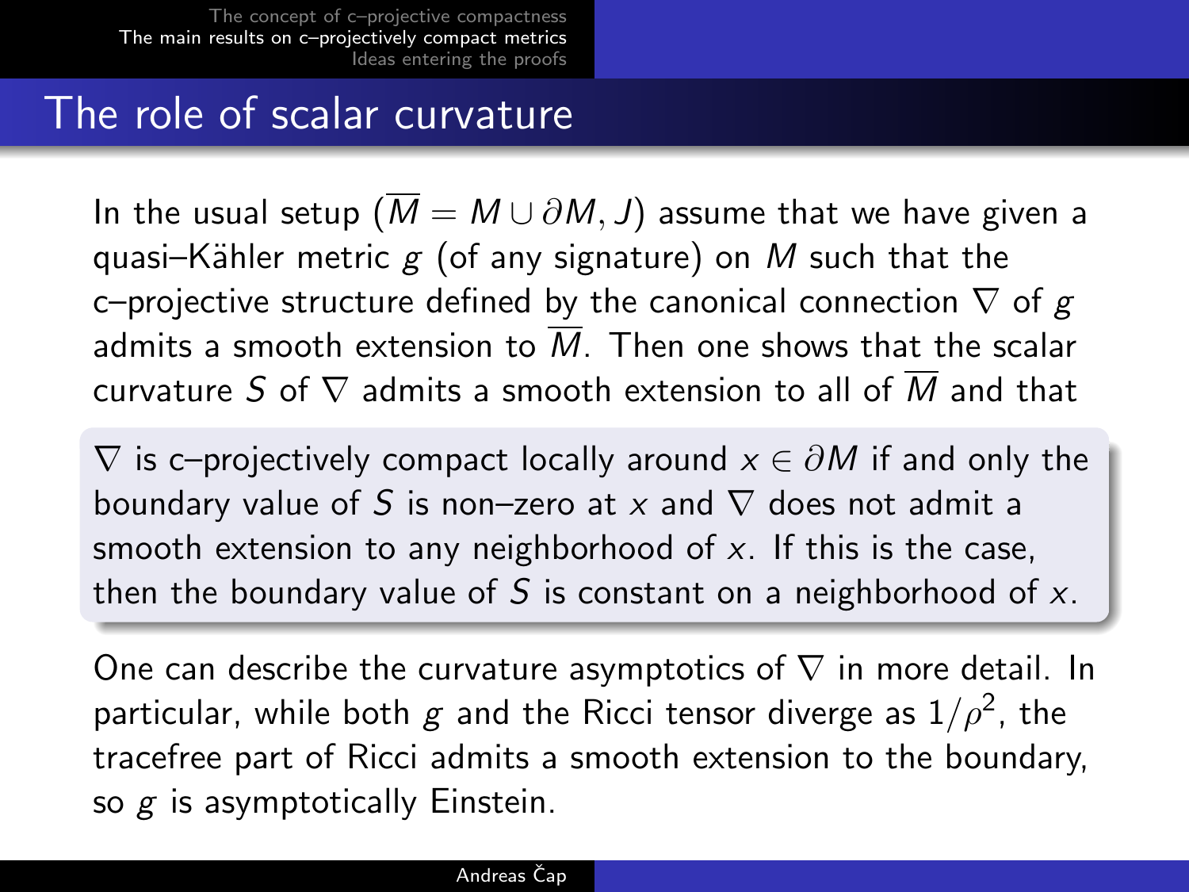# The role of scalar curvature

In the usual setup ($\overline{M} = M \cup \partial M, J$) assume that we have given a quasi–Kähler metric $g$ (of any signature) on $M$ such that the c–projective structure defined by the canonical connection $\nabla$ of $g$ admits a smooth extension to $\overline{M}$. Then one shows that the scalar curvature $S$ of $\nabla$ admits a smooth extension to all of $\overline{M}$ and that

> $\nabla$ is c–projectively compact locally around $x \in \partial M$ if and only the boundary value of $S$ is non–zero at $x$ and $\nabla$ does not admit a smooth extension to any neighborhood of $x$. If this is the case, then the boundary value of $S$ is constant on a neighborhood of $x$.

One can describe the curvature asymptotics of $\nabla$ in more detail. In particular, while both $g$ and the Ricci tensor diverge as $1/\rho^2$, the tracefree part of Ricci admits a smooth extension to the boundary, so $g$ is asymptotically Einstein.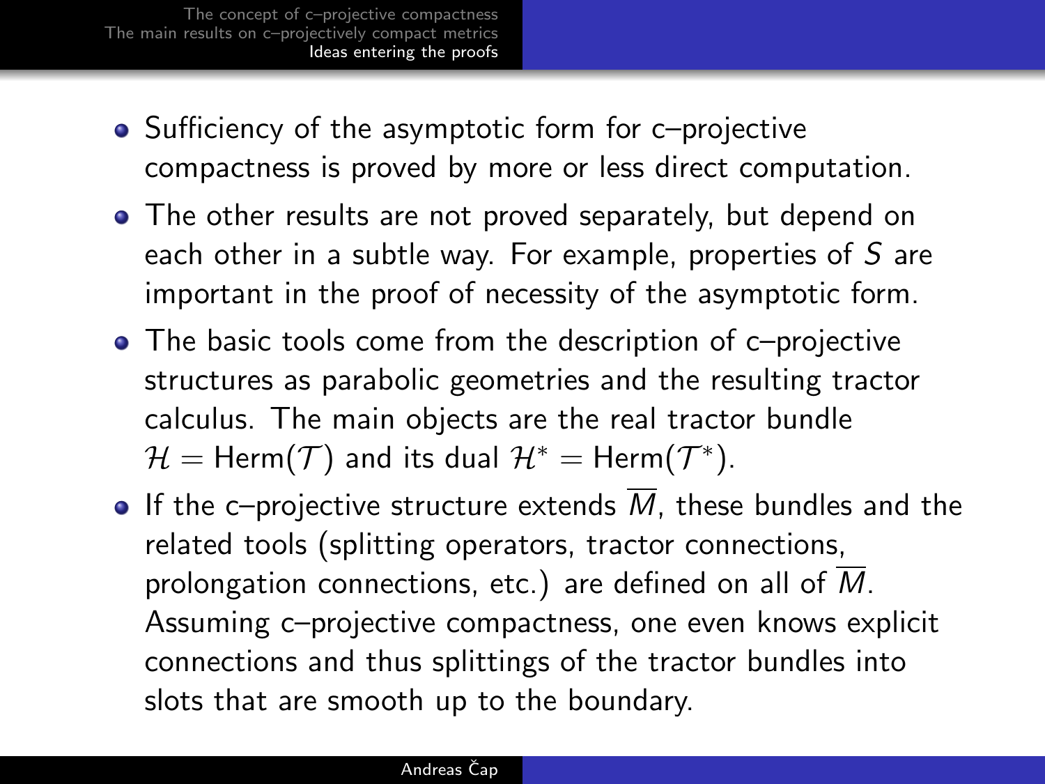- Sufficiency of the asymptotic form for c–projective compactness is proved by more or less direct computation.
- The other results are not proved separately, but depend on each other in a subtle way. For example, properties of $S$ are important in the proof of necessity of the asymptotic form.
- The basic tools come from the description of c–projective structures as parabolic geometries and the resulting tractor calculus. The main objects are the real tractor bundle $\mathcal{H} = \mathrm{Herm}(\mathcal{T})$ and its dual $\mathcal{H}^* = \mathrm{Herm}(\mathcal{T}^*)$.
- If the c–projective structure extends $\overline{M}$, these bundles and the related tools (splitting operators, tractor connections, prolongation connections, etc.) are defined on all of $\overline{M}$. Assuming c–projective compactness, one even knows explicit connections and thus splittings of the tractor bundles into slots that are smooth up to the boundary.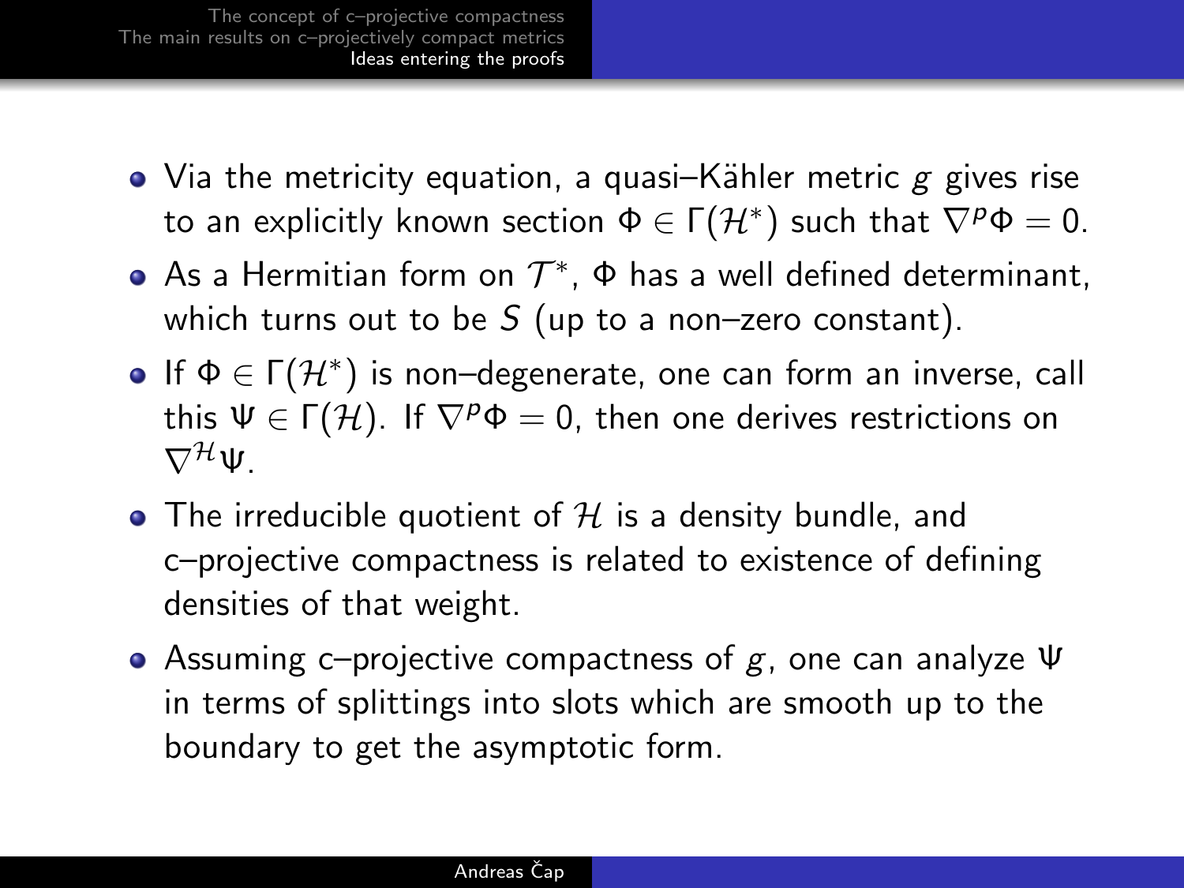- Via the metricity equation, a quasi–Kähler metric $g$ gives rise to an explicitly known section $\Phi \in \Gamma(\mathcal{H}^*)$ such that $\nabla^p \Phi = 0$.
- As a Hermitian form on $\mathcal{T}^*$, $\Phi$ has a well defined determinant, which turns out to be $S$ (up to a non–zero constant).
- If $\Phi \in \Gamma(\mathcal{H}^*)$ is non–degenerate, one can form an inverse, call this $\Psi \in \Gamma(\mathcal{H})$. If $\nabla^p \Phi = 0$, then one derives restrictions on $\nabla^{\mathcal{H}} \Psi$.
- The irreducible quotient of $\mathcal{H}$ is a density bundle, and c–projective compactness is related to existence of defining densities of that weight.
- Assuming c–projective compactness of $g$, one can analyze $\Psi$ in terms of splittings into slots which are smooth up to the boundary to get the asymptotic form.